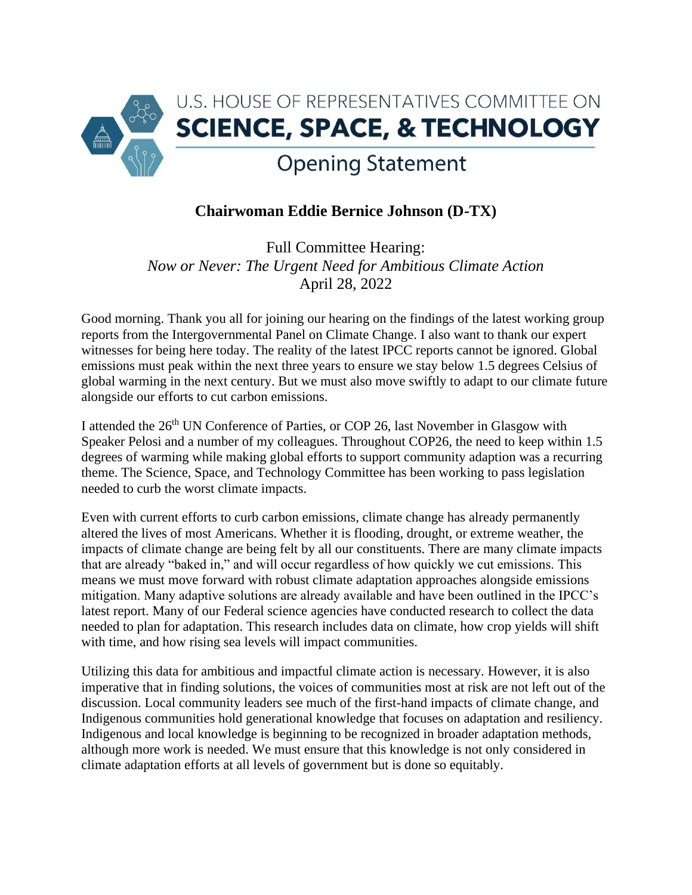# U.S. HOUSE OF REPRESENTATIVES COMMITTEE ON SCIENCE, SPACE, & TECHNOLOGY

## Opening Statement

**Chairwoman Eddie Bernice Johnson (D-TX)**

Full Committee Hearing:
*Now or Never: The Urgent Need for Ambitious Climate Action*
April 28, 2022

Good morning. Thank you all for joining our hearing on the findings of the latest working group reports from the Intergovernmental Panel on Climate Change. I also want to thank our expert witnesses for being here today. The reality of the latest IPCC reports cannot be ignored. Global emissions must peak within the next three years to ensure we stay below 1.5 degrees Celsius of global warming in the next century. But we must also move swiftly to adapt to our climate future alongside our efforts to cut carbon emissions.

I attended the 26th UN Conference of Parties, or COP 26, last November in Glasgow with Speaker Pelosi and a number of my colleagues. Throughout COP26, the need to keep within 1.5 degrees of warming while making global efforts to support community adaption was a recurring theme. The Science, Space, and Technology Committee has been working to pass legislation needed to curb the worst climate impacts.

Even with current efforts to curb carbon emissions, climate change has already permanently altered the lives of most Americans. Whether it is flooding, drought, or extreme weather, the impacts of climate change are being felt by all our constituents. There are many climate impacts that are already "baked in," and will occur regardless of how quickly we cut emissions. This means we must move forward with robust climate adaptation approaches alongside emissions mitigation. Many adaptive solutions are already available and have been outlined in the IPCC's latest report. Many of our Federal science agencies have conducted research to collect the data needed to plan for adaptation. This research includes data on climate, how crop yields will shift with time, and how rising sea levels will impact communities.

Utilizing this data for ambitious and impactful climate action is necessary. However, it is also imperative that in finding solutions, the voices of communities most at risk are not left out of the discussion. Local community leaders see much of the first-hand impacts of climate change, and Indigenous communities hold generational knowledge that focuses on adaptation and resiliency. Indigenous and local knowledge is beginning to be recognized in broader adaptation methods, although more work is needed. We must ensure that this knowledge is not only considered in climate adaptation efforts at all levels of government but is done so equitably.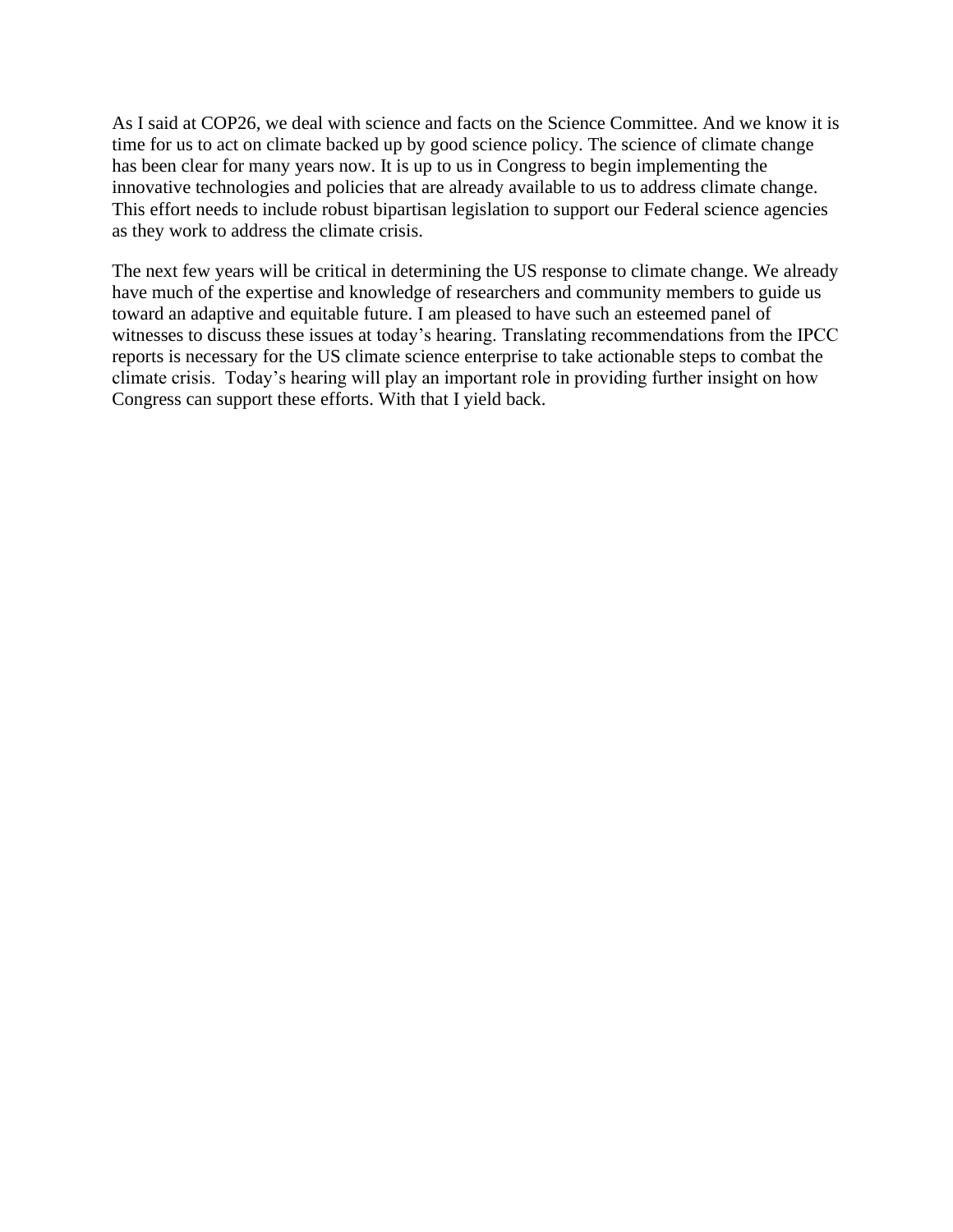As I said at COP26, we deal with science and facts on the Science Committee. And we know it is time for us to act on climate backed up by good science policy. The science of climate change has been clear for many years now. It is up to us in Congress to begin implementing the innovative technologies and policies that are already available to us to address climate change. This effort needs to include robust bipartisan legislation to support our Federal science agencies as they work to address the climate crisis.

The next few years will be critical in determining the US response to climate change. We already have much of the expertise and knowledge of researchers and community members to guide us toward an adaptive and equitable future. I am pleased to have such an esteemed panel of witnesses to discuss these issues at today's hearing. Translating recommendations from the IPCC reports is necessary for the US climate science enterprise to take actionable steps to combat the climate crisis. Today's hearing will play an important role in providing further insight on how Congress can support these efforts. With that I yield back.